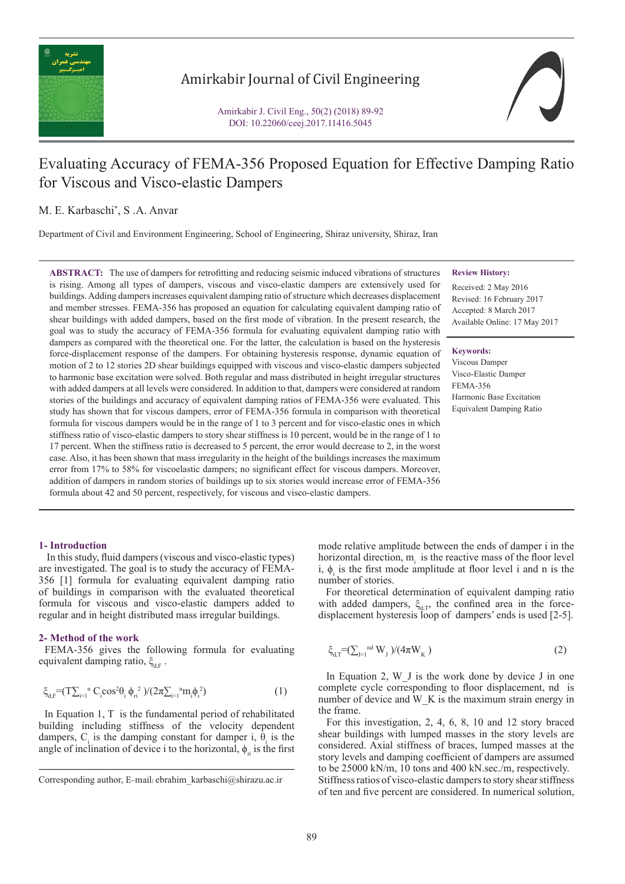# Evaluating Accuracy of FEMA-356 Proposed Equation for Effective Damping Ratio for Viscous and Visco-elastic Dampers

M. E. Karbaschi*, S .A. Anvar

Department of Civil and Environment Engineering, School of Engineering, Shiraz university, Shiraz, Iran

**ABSTRACT:** The use of dampers for retrofitting and reducing seismic induced vibrations of structures is rising. Among all types of dampers, viscous and visco-elastic dampers are extensively used for buildings. Adding dampers increases equivalent damping ratio of structure which decreases displacement and member stresses. FEMA-356 has proposed an equation for calculating equivalent damping ratio of shear buildings with added dampers, based on the first mode of vibration. In the present research, the goal was to study the accuracy of FEMA-356 formula for evaluating equivalent damping ratio with dampers as compared with the theoretical one. For the latter, the calculation is based on the hysteresis force-displacement response of the dampers. For obtaining hysteresis response, dynamic equation of motion of 2 to 12 stories 2D shear buildings equipped with viscous and visco-elastic dampers subjected to harmonic base excitation were solved. Both regular and mass distributed in height irregular structures with added dampers at all levels were considered. In addition to that, dampers were considered at random stories of the buildings and accuracy of equivalent damping ratios of FEMA-356 were evaluated. This study has shown that for viscous dampers, error of FEMA-356 formula in comparison with theoretical formula for viscous dampers would be in the range of 1 to 3 percent and for visco-elastic ones in which stiffness ratio of visco-elastic dampers to story shear stiffness is 10 percent, would be in the range of 1 to 17 percent. When the stiffness ratio is decreased to 5 percent, the error would decrease to 2, in the worst case. Also, it has been shown that mass irregularity in the height of the buildings increases the maximum error from 17% to 58% for viscoelastic dampers; no significant effect for viscous dampers. Moreover, addition of dampers in random stories of buildings up to six stories would increase error of FEMA-356 formula about 42 and 50 percent, respectively, for viscous and visco-elastic dampers.

**Review History:**

Received: 2 May 2016
Revised: 16 February 2017
Accepted: 8 March 2017
Available Online: 17 May 2017

**Keywords:**

Viscous Damper
Visco-Elastic Damper
FEMA-356
Harmonic Base Excitation
Equivalent Damping Ratio

## 1- Introduction

In this study, fluid dampers (viscous and visco-elastic types) are investigated. The goal is to study the accuracy of FEMA-356 [1] formula for evaluating equivalent damping ratio of buildings in comparison with the evaluated theoretical formula for viscous and visco-elastic dampers added to regular and in height distributed mass irregular buildings.

## 2- Method of the work

FEMA-356 gives the following formula for evaluating equivalent damping ratio, $\xi_{d,F}$ .

$$\xi_{d,F}=(T\sum_{i=1}^{n} C_i\cos^2\theta_i\, \phi_{ri}^{\,2})/(2\pi\sum_{i=1}^{n}m_i\phi_i^{\,2}) \qquad (1)$$

In Equation 1, T is the fundamental period of rehabilitated building including stiffness of the velocity dependent dampers, $C_i$ is the damping constant for damper i, $\theta_i$ is the angle of inclination of device i to the horizontal, $\phi_{ri}$ is the first mode relative amplitude between the ends of damper i in the horizontal direction, $m_i$ is the reactive mass of the floor level i, $\phi_i$ is the first mode amplitude at floor level i and n is the number of stories.

For theoretical determination of equivalent damping ratio with added dampers, $\xi_{d,T}$, the confined area in the force-displacement hysteresis loop of dampers' ends is used [2-5].

$$\xi_{d,T}=(\sum_{J=1}^{nd} W_J)/(4\pi W_K) \qquad (2)$$

In Equation 2, W_J is the work done by device J in one complete cycle corresponding to floor displacement, nd is number of device and W_K is the maximum strain energy in the frame.

For this investigation, 2, 4, 6, 8, 10 and 12 story braced shear buildings with lumped masses in the story levels are considered. Axial stiffness of braces, lumped masses at the story levels and damping coefficient of dampers are assumed to be 25000 kN/m, 10 tons and 400 kN.sec./m, respectively. Stiffness ratios of visco-elastic dampers to story shear stiffness of ten and five percent are considered. In numerical solution,

Corresponding author, E-mail: ebrahim_karbaschi@shirazu.ac.ir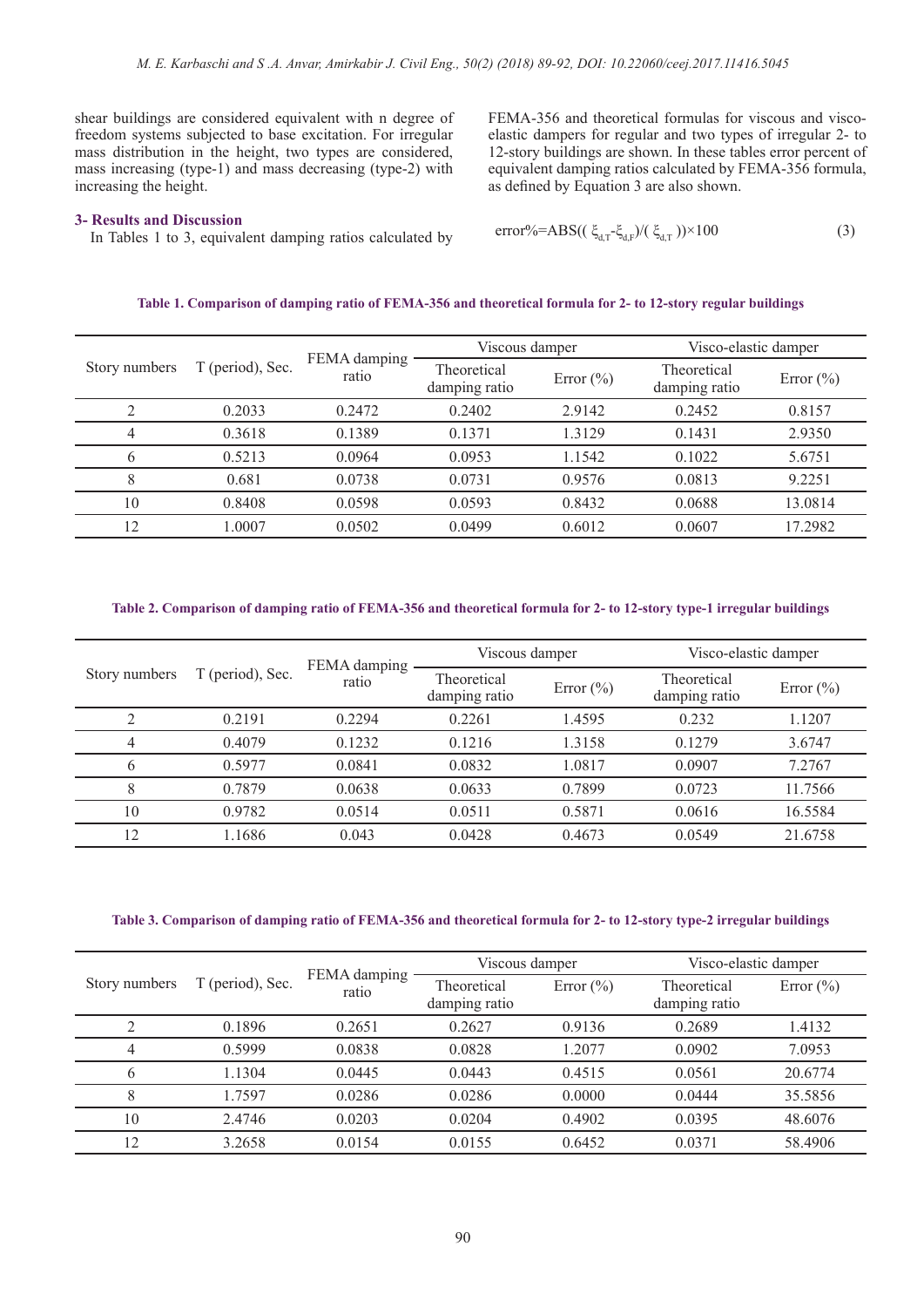shear buildings are considered equivalent with n degree of freedom systems subjected to base excitation. For irregular mass distribution in the height, two types are considered, mass increasing (type-1) and mass decreasing (type-2) with increasing the height.

### 3- Results and Discussion

In Tables 1 to 3, equivalent damping ratios calculated by FEMA-356 and theoretical formulas for viscous and visco-elastic dampers for regular and two types of irregular 2- to 12-story buildings are shown. In these tables error percent of equivalent damping ratios calculated by FEMA-356 formula, as defined by Equation 3 are also shown.

$$\text{error\%}=\text{ABS}((\xi_{d,T}-\xi_{d,F})/(\xi_{d,T}))\times 100 \tag{3}$$

**Table 1. Comparison of damping ratio of FEMA-356 and theoretical formula for 2- to 12-story regular buildings**

| Story numbers | T (period), Sec. | FEMA damping ratio | Viscous damper | | Visco-elastic damper | |
|---|---|---|---|---|---|---|
| | | | Theoretical damping ratio | Error (%) | Theoretical damping ratio | Error (%) |
| 2 | 0.2033 | 0.2472 | 0.2402 | 2.9142 | 0.2452 | 0.8157 |
| 4 | 0.3618 | 0.1389 | 0.1371 | 1.3129 | 0.1431 | 2.9350 |
| 6 | 0.5213 | 0.0964 | 0.0953 | 1.1542 | 0.1022 | 5.6751 |
| 8 | 0.681 | 0.0738 | 0.0731 | 0.9576 | 0.0813 | 9.2251 |
| 10 | 0.8408 | 0.0598 | 0.0593 | 0.8432 | 0.0688 | 13.0814 |
| 12 | 1.0007 | 0.0502 | 0.0499 | 0.6012 | 0.0607 | 17.2982 |

**Table 2. Comparison of damping ratio of FEMA-356 and theoretical formula for 2- to 12-story type-1 irregular buildings**

| Story numbers | T (period), Sec. | FEMA damping ratio | Viscous damper | | Visco-elastic damper | |
|---|---|---|---|---|---|---|
| | | | Theoretical damping ratio | Error (%) | Theoretical damping ratio | Error (%) |
| 2 | 0.2191 | 0.2294 | 0.2261 | 1.4595 | 0.232 | 1.1207 |
| 4 | 0.4079 | 0.1232 | 0.1216 | 1.3158 | 0.1279 | 3.6747 |
| 6 | 0.5977 | 0.0841 | 0.0832 | 1.0817 | 0.0907 | 7.2767 |
| 8 | 0.7879 | 0.0638 | 0.0633 | 0.7899 | 0.0723 | 11.7566 |
| 10 | 0.9782 | 0.0514 | 0.0511 | 0.5871 | 0.0616 | 16.5584 |
| 12 | 1.1686 | 0.043 | 0.0428 | 0.4673 | 0.0549 | 21.6758 |

**Table 3. Comparison of damping ratio of FEMA-356 and theoretical formula for 2- to 12-story type-2 irregular buildings**

| Story numbers | T (period), Sec. | FEMA damping ratio | Viscous damper | | Visco-elastic damper | |
|---|---|---|---|---|---|---|
| | | | Theoretical damping ratio | Error (%) | Theoretical damping ratio | Error (%) |
| 2 | 0.1896 | 0.2651 | 0.2627 | 0.9136 | 0.2689 | 1.4132 |
| 4 | 0.5999 | 0.0838 | 0.0828 | 1.2077 | 0.0902 | 7.0953 |
| 6 | 1.1304 | 0.0445 | 0.0443 | 0.4515 | 0.0561 | 20.6774 |
| 8 | 1.7597 | 0.0286 | 0.0286 | 0.0000 | 0.0444 | 35.5856 |
| 10 | 2.4746 | 0.0203 | 0.0204 | 0.4902 | 0.0395 | 48.6076 |
| 12 | 3.2658 | 0.0154 | 0.0155 | 0.6452 | 0.0371 | 58.4906 |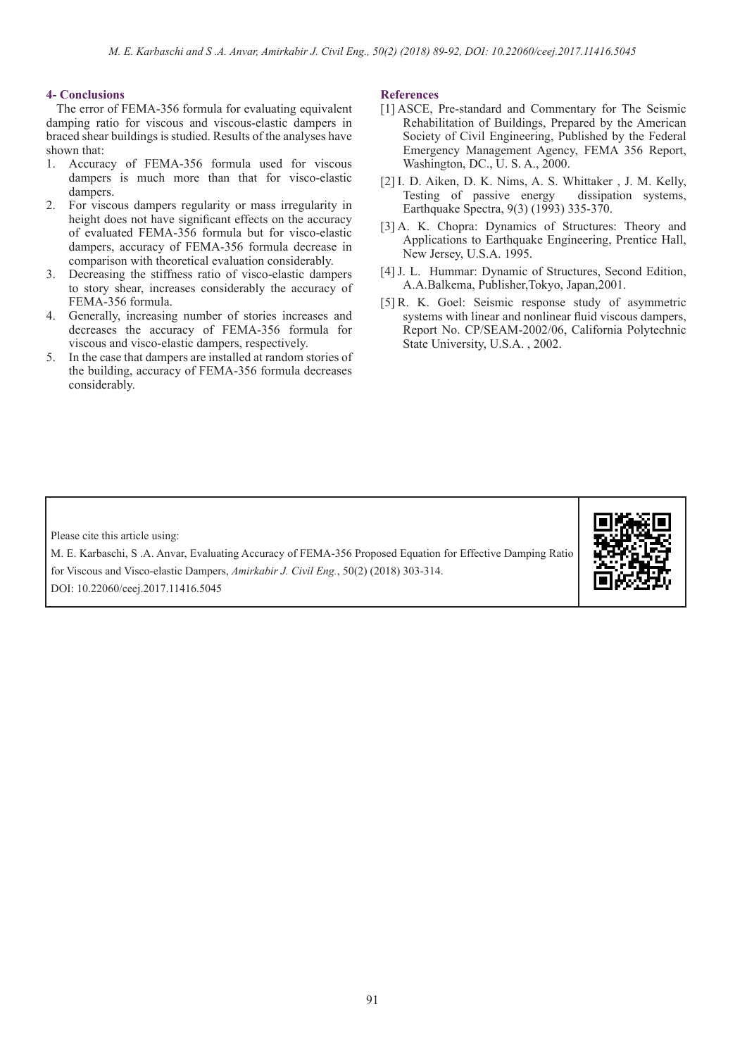### 4- Conclusions

The error of FEMA-356 formula for evaluating equivalent damping ratio for viscous and viscous-elastic dampers in braced shear buildings is studied. Results of the analyses have shown that:

1. Accuracy of FEMA-356 formula used for viscous dampers is much more than that for visco-elastic dampers.
2. For viscous dampers regularity or mass irregularity in height does not have significant effects on the accuracy of evaluated FEMA-356 formula but for visco-elastic dampers, accuracy of FEMA-356 formula decrease in comparison with theoretical evaluation considerably.
3. Decreasing the stiffness ratio of visco-elastic dampers to story shear, increases considerably the accuracy of FEMA-356 formula.
4. Generally, increasing number of stories increases and decreases the accuracy of FEMA-356 formula for viscous and visco-elastic dampers, respectively.
5. In the case that dampers are installed at random stories of the building, accuracy of FEMA-356 formula decreases considerably.

### References

[1] ASCE, Pre-standard and Commentary for The Seismic Rehabilitation of Buildings, Prepared by the American Society of Civil Engineering, Published by the Federal Emergency Management Agency, FEMA 356 Report, Washington, DC., U. S. A., 2000.

[2] I. D. Aiken, D. K. Nims, A. S. Whittaker , J. M. Kelly, Testing of passive energy dissipation systems, Earthquake Spectra, 9(3) (1993) 335-370.

[3] A. K. Chopra: Dynamics of Structures: Theory and Applications to Earthquake Engineering, Prentice Hall, New Jersey, U.S.A. 1995.

[4] J. L. Hummar: Dynamic of Structures, Second Edition, A.A.Balkema, Publisher,Tokyo, Japan,2001.

[5] R. K. Goel: Seismic response study of asymmetric systems with linear and nonlinear fluid viscous dampers, Report No. CP/SEAM-2002/06, California Polytechnic State University, U.S.A. , 2002.

Please cite this article using:

M. E. Karbaschi, S .A. Anvar, Evaluating Accuracy of FEMA-356 Proposed Equation for Effective Damping Ratio for Viscous and Visco-elastic Dampers, *Amirkabir J. Civil Eng.*, 50(2) (2018) 303-314.

DOI: 10.22060/ceej.2017.11416.5045